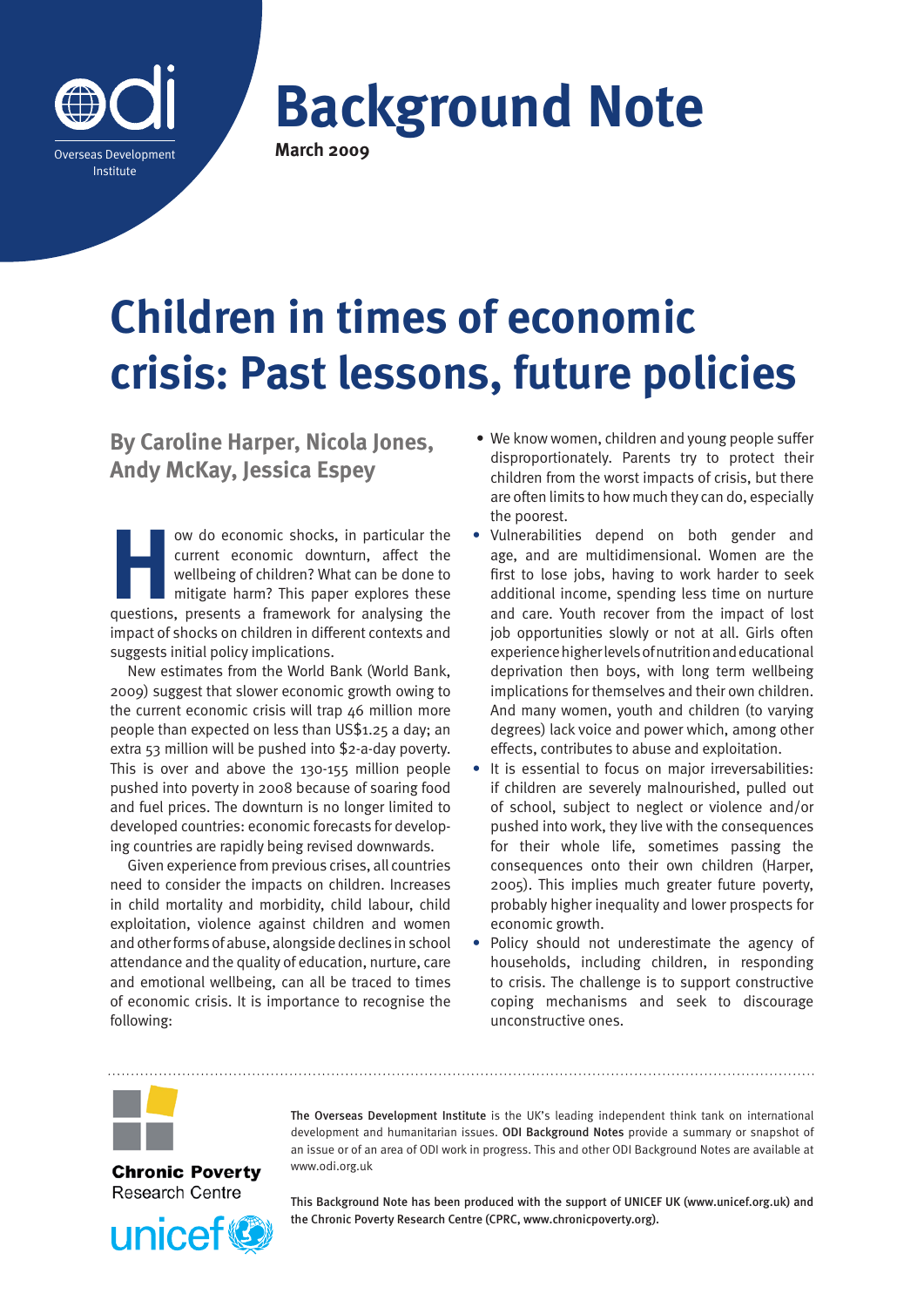Overseas Development Institute

# Background Note

**March 2009**

# Children in times of economic crisis: Past lessons, future policies

**By Caroline Harper, Nicola Jones, Andy McKay, Jessica Espey**

How do economic shocks, in particular the current economic downturn, affect the wellbeing of children? What can be done to mitigate harm? This paper explores these questions, presents a framework for analysing the impact of shocks on children in different contexts and suggests initial policy implications.

New estimates from the World Bank (World Bank, 2009) suggest that slower economic growth owing to the current economic crisis will trap 46 million more people than expected on less than US$1.25 a day; an extra 53 million will be pushed into $2-a-day poverty. This is over and above the 130-155 million people pushed into poverty in 2008 because of soaring food and fuel prices. The downturn is no longer limited to developed countries: economic forecasts for developing countries are rapidly being revised downwards.

Given experience from previous crises, all countries need to consider the impacts on children. Increases in child mortality and morbidity, child labour, child exploitation, violence against children and women and other forms of abuse, alongside declines in school attendance and the quality of education, nurture, care and emotional wellbeing, can all be traced to times of economic crisis. It is importance to recognise the following:

- We know women, children and young people suffer disproportionately. Parents try to protect their children from the worst impacts of crisis, but there are often limits to how much they can do, especially the poorest.
- Vulnerabilities depend on both gender and age, and are multidimensional. Women are the first to lose jobs, having to work harder to seek additional income, spending less time on nurture and care. Youth recover from the impact of lost job opportunities slowly or not at all. Girls often experience higher levels of nutrition and educational deprivation then boys, with long term wellbeing implications for themselves and their own children. And many women, youth and children (to varying degrees) lack voice and power which, among other effects, contributes to abuse and exploitation.
- It is essential to focus on major irreversabilities: if children are severely malnourished, pulled out of school, subject to neglect or violence and/or pushed into work, they live with the consequences for their whole life, sometimes passing the consequences onto their own children (Harper, 2005). This implies much greater future poverty, probably higher inequality and lower prospects for economic growth.
- Policy should not underestimate the agency of households, including children, in responding to crisis. The challenge is to support constructive coping mechanisms and seek to discourage unconstructive ones.

---

Chronic Poverty Research Centre

unicef

**The Overseas Development Institute** is the UK's leading independent think tank on international development and humanitarian issues. **ODI Background Notes** provide a summary or snapshot of an issue or of an area of ODI work in progress. This and other ODI Background Notes are available at www.odi.org.uk

This Background Note has been produced with the support of UNICEF UK (www.unicef.org.uk) and the Chronic Poverty Research Centre (CPRC, www.chronicpoverty.org).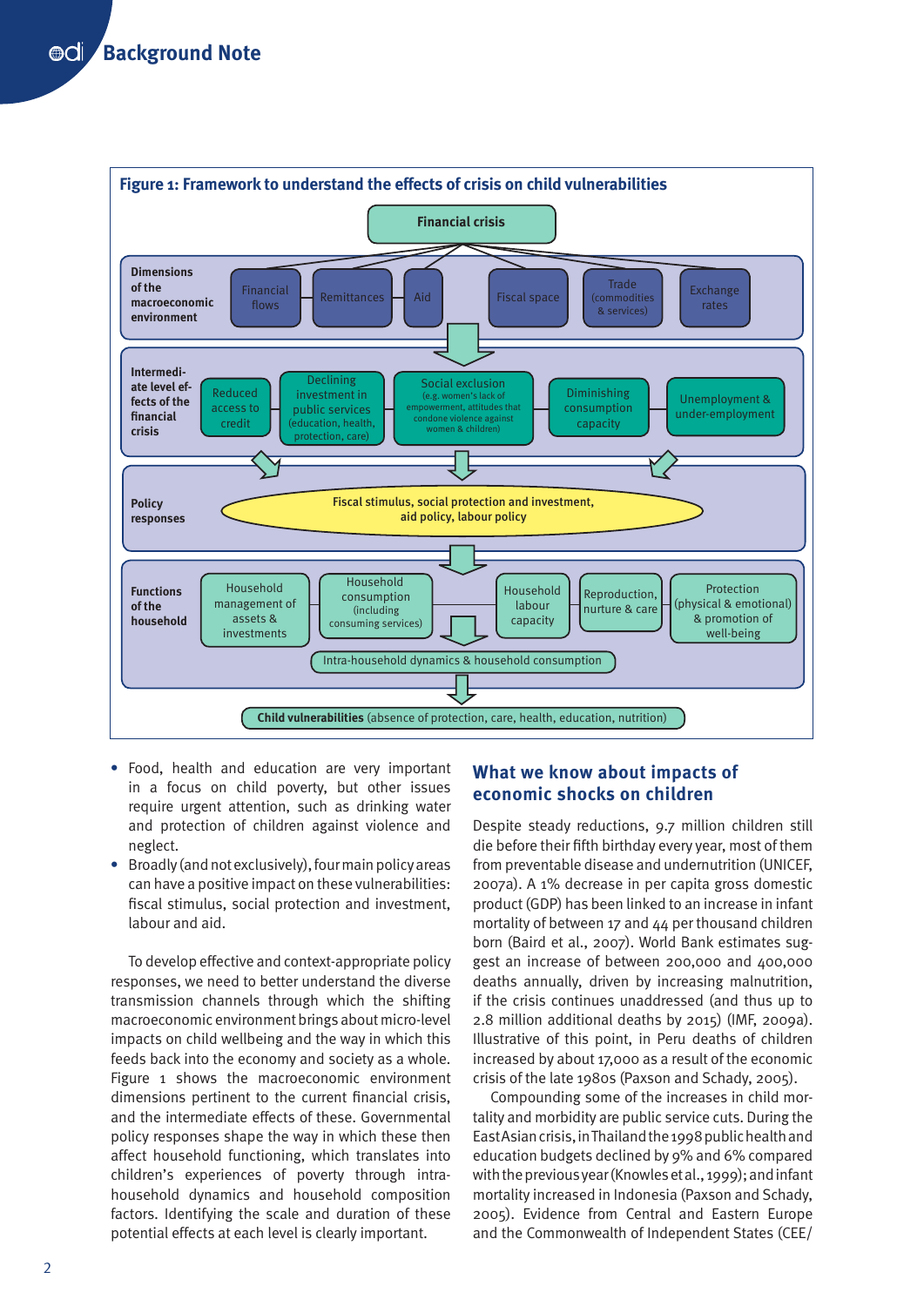**Figure 1: Framework to understand the effects of crisis on child vulnerabilities**

Financial crisis

**Dimensions of the macroeconomic environment**: Financial flows | Remittances | Aid | Fiscal space | Trade (commodities & services) | Exchange rates

**Intermediate level effects of the financial crisis**: Reduced access to credit | Declining investment in public services (education, health, protection, care) | Social exclusion (e.g. women's lack of empowerment, attitudes that condone violence against women & children) | Diminishing consumption capacity | Unemployment & under-employment

**Policy responses**: Fiscal stimulus, social protection and investment, aid policy, labour policy

**Functions of the household**: Household management of assets & investments | Household consumption (including consuming services) | Household labour capacity | Reproduction, nurture & care | Protection (physical & emotional) & promotion of well-being

Intra-household dynamics & household consumption

**Child vulnerabilities** (absence of protection, care, health, education, nutrition)

- Food, health and education are very important in a focus on child poverty, but other issues require urgent attention, such as drinking water and protection of children against violence and neglect.
- Broadly (and not exclusively), four main policy areas can have a positive impact on these vulnerabilities: fiscal stimulus, social protection and investment, labour and aid.

To develop effective and context-appropriate policy responses, we need to better understand the diverse transmission channels through which the shifting macroeconomic environment brings about micro-level impacts on child wellbeing and the way in which this feeds back into the economy and society as a whole. Figure 1 shows the macroeconomic environment dimensions pertinent to the current financial crisis, and the intermediate effects of these. Governmental policy responses shape the way in which these then affect household functioning, which translates into children's experiences of poverty through intra-household dynamics and household composition factors. Identifying the scale and duration of these potential effects at each level is clearly important.

## What we know about impacts of economic shocks on children

Despite steady reductions, 9.7 million children still die before their fifth birthday every year, most of them from preventable disease and undernutrition (UNICEF, 2007a). A 1% decrease in per capita gross domestic product (GDP) has been linked to an increase in infant mortality of between 17 and 44 per thousand children born (Baird et al., 2007). World Bank estimates suggest an increase of between 200,000 and 400,000 deaths annually, driven by increasing malnutrition, if the crisis continues unaddressed (and thus up to 2.8 million additional deaths by 2015) (IMF, 2009a). Illustrative of this point, in Peru deaths of children increased by about 17,000 as a result of the economic crisis of the late 1980s (Paxson and Schady, 2005).

Compounding some of the increases in child mortality and morbidity are public service cuts. During the East Asian crisis, in Thailand the 1998 public health and education budgets declined by 9% and 6% compared with the previous year (Knowles et al., 1999); and infant mortality increased in Indonesia (Paxson and Schady, 2005). Evidence from Central and Eastern Europe and the Commonwealth of Independent States (CEE/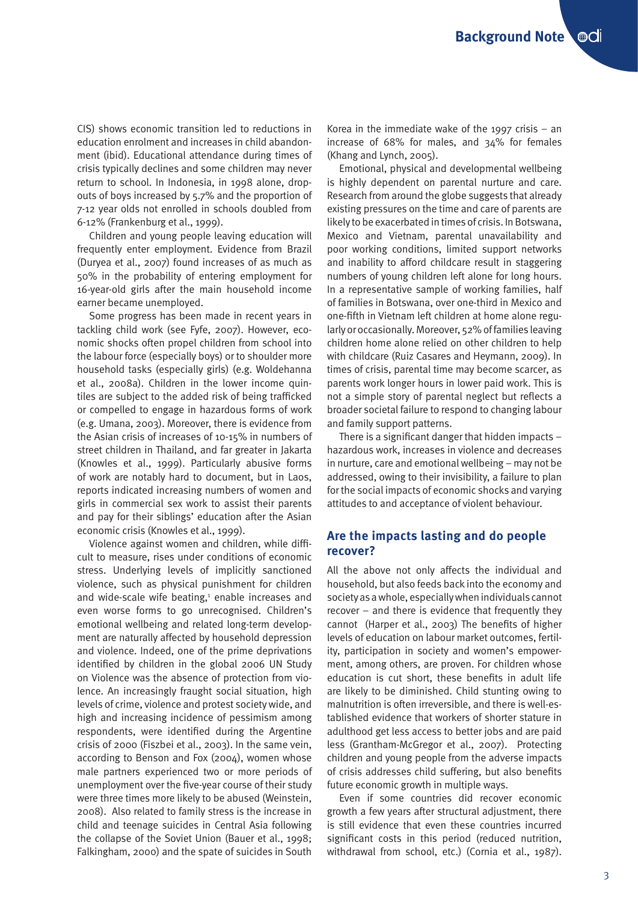CIS) shows economic transition led to reductions in education enrolment and increases in child abandonment (ibid). Educational attendance during times of crisis typically declines and some children may never return to school. In Indonesia, in 1998 alone, dropouts of boys increased by 5.7% and the proportion of 7-12 year olds not enrolled in schools doubled from 6-12% (Frankenburg et al., 1999).

Children and young people leaving education will frequently enter employment. Evidence from Brazil (Duryea et al., 2007) found increases of as much as 50% in the probability of entering employment for 16-year-old girls after the main household income earner became unemployed.

Some progress has been made in recent years in tackling child work (see Fyfe, 2007). However, economic shocks often propel children from school into the labour force (especially boys) or to shoulder more household tasks (especially girls) (e.g. Woldehanna et al., 2008a). Children in the lower income quintiles are subject to the added risk of being trafficked or compelled to engage in hazardous forms of work (e.g. Umana, 2003). Moreover, there is evidence from the Asian crisis of increases of 10-15% in numbers of street children in Thailand, and far greater in Jakarta (Knowles et al., 1999). Particularly abusive forms of work are notably hard to document, but in Laos, reports indicated increasing numbers of women and girls in commercial sex work to assist their parents and pay for their siblings' education after the Asian economic crisis (Knowles et al., 1999).

Violence against women and children, while difficult to measure, rises under conditions of economic stress. Underlying levels of implicitly sanctioned violence, such as physical punishment for children and wide-scale wife beating,[1] enable increases and even worse forms to go unrecognised. Children's emotional wellbeing and related long-term development are naturally affected by household depression and violence. Indeed, one of the prime deprivations identified by children in the global 2006 UN Study on Violence was the absence of protection from violence. An increasingly fraught social situation, high levels of crime, violence and protest society wide, and high and increasing incidence of pessimism among respondents, were identified during the Argentine crisis of 2000 (Fiszbei et al., 2003). In the same vein, according to Benson and Fox (2004), women whose male partners experienced two or more periods of unemployment over the five-year course of their study were three times more likely to be abused (Weinstein, 2008). Also related to family stress is the increase in child and teenage suicides in Central Asia following the collapse of the Soviet Union (Bauer et al., 1998; Falkingham, 2000) and the spate of suicides in South Korea in the immediate wake of the 1997 crisis – an increase of 68% for males, and 34% for females (Khang and Lynch, 2005).

Emotional, physical and developmental wellbeing is highly dependent on parental nurture and care. Research from around the globe suggests that already existing pressures on the time and care of parents are likely to be exacerbated in times of crisis. In Botswana, Mexico and Vietnam, parental unavailability and poor working conditions, limited support networks and inability to afford childcare result in staggering numbers of young children left alone for long hours. In a representative sample of working families, half of families in Botswana, over one-third in Mexico and one-fifth in Vietnam left children at home alone regularly or occasionally. Moreover, 52% of families leaving children home alone relied on other children to help with childcare (Ruiz Casares and Heymann, 2009). In times of crisis, parental time may become scarcer, as parents work longer hours in lower paid work. This is not a simple story of parental neglect but reflects a broader societal failure to respond to changing labour and family support patterns.

There is a significant danger that hidden impacts – hazardous work, increases in violence and decreases in nurture, care and emotional wellbeing – may not be addressed, owing to their invisibility, a failure to plan for the social impacts of economic shocks and varying attitudes to and acceptance of violent behaviour.

## Are the impacts lasting and do people recover?

All the above not only affects the individual and household, but also feeds back into the economy and society as a whole, especially when individuals cannot recover – and there is evidence that frequently they cannot (Harper et al., 2003) The benefits of higher levels of education on labour market outcomes, fertility, participation in society and women's empowerment, among others, are proven. For children whose education is cut short, these benefits in adult life are likely to be diminished. Child stunting owing to malnutrition is often irreversible, and there is well-established evidence that workers of shorter stature in adulthood get less access to better jobs and are paid less (Grantham-McGregor et al., 2007). Protecting children and young people from the adverse impacts of crisis addresses child suffering, but also benefits future economic growth in multiple ways.

Even if some countries did recover economic growth a few years after structural adjustment, there is still evidence that even these countries incurred significant costs in this period (reduced nutrition, withdrawal from school, etc.) (Cornia et al., 1987).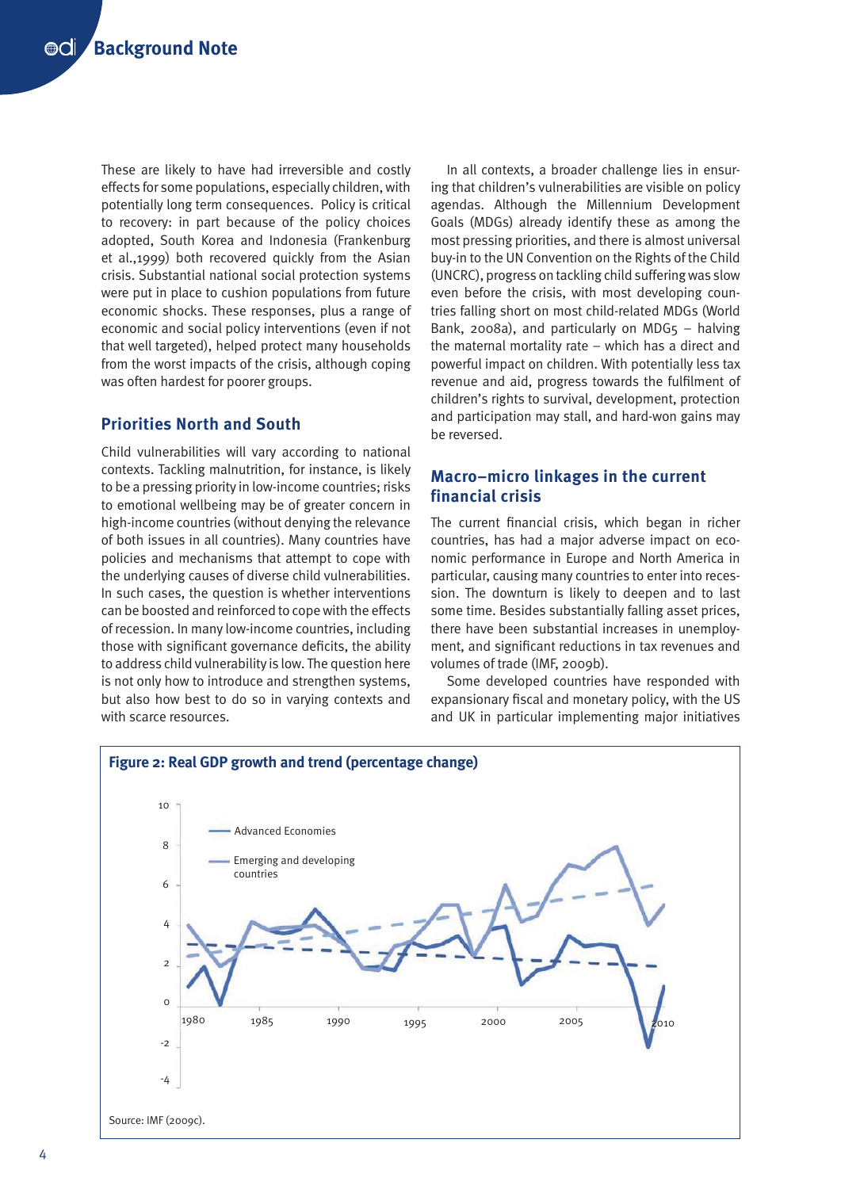These are likely to have had irreversible and costly effects for some populations, especially children, with potentially long term consequences. Policy is critical to recovery: in part because of the policy choices adopted, South Korea and Indonesia (Frankenburg et al.,1999) both recovered quickly from the Asian crisis. Substantial national social protection systems were put in place to cushion populations from future economic shocks. These responses, plus a range of economic and social policy interventions (even if not that well targeted), helped protect many households from the worst impacts of the crisis, although coping was often hardest for poorer groups.

## Priorities North and South

Child vulnerabilities will vary according to national contexts. Tackling malnutrition, for instance, is likely to be a pressing priority in low-income countries; risks to emotional wellbeing may be of greater concern in high-income countries (without denying the relevance of both issues in all countries). Many countries have policies and mechanisms that attempt to cope with the underlying causes of diverse child vulnerabilities. In such cases, the question is whether interventions can be boosted and reinforced to cope with the effects of recession. In many low-income countries, including those with significant governance deficits, the ability to address child vulnerability is low. The question here is not only how to introduce and strengthen systems, but also how best to do so in varying contexts and with scarce resources.

In all contexts, a broader challenge lies in ensuring that children's vulnerabilities are visible on policy agendas. Although the Millennium Development Goals (MDGs) already identify these as among the most pressing priorities, and there is almost universal buy-in to the UN Convention on the Rights of the Child (UNCRC), progress on tackling child suffering was slow even before the crisis, with most developing countries falling short on most child-related MDGs (World Bank, 2008a), and particularly on MDG5 – halving the maternal mortality rate – which has a direct and powerful impact on children. With potentially less tax revenue and aid, progress towards the fulfilment of children's rights to survival, development, protection and participation may stall, and hard-won gains may be reversed.

## Macro–micro linkages in the current financial crisis

The current financial crisis, which began in richer countries, has had a major adverse impact on economic performance in Europe and North America in particular, causing many countries to enter into recession. The downturn is likely to deepen and to last some time. Besides substantially falling asset prices, there have been substantial increases in unemployment, and significant reductions in tax revenues and volumes of trade (IMF, 2009b).

Some developed countries have responded with expansionary fiscal and monetary policy, with the US and UK in particular implementing major initiatives

**Figure 2: Real GDP growth and trend (percentage change)**

Source: IMF (2009c).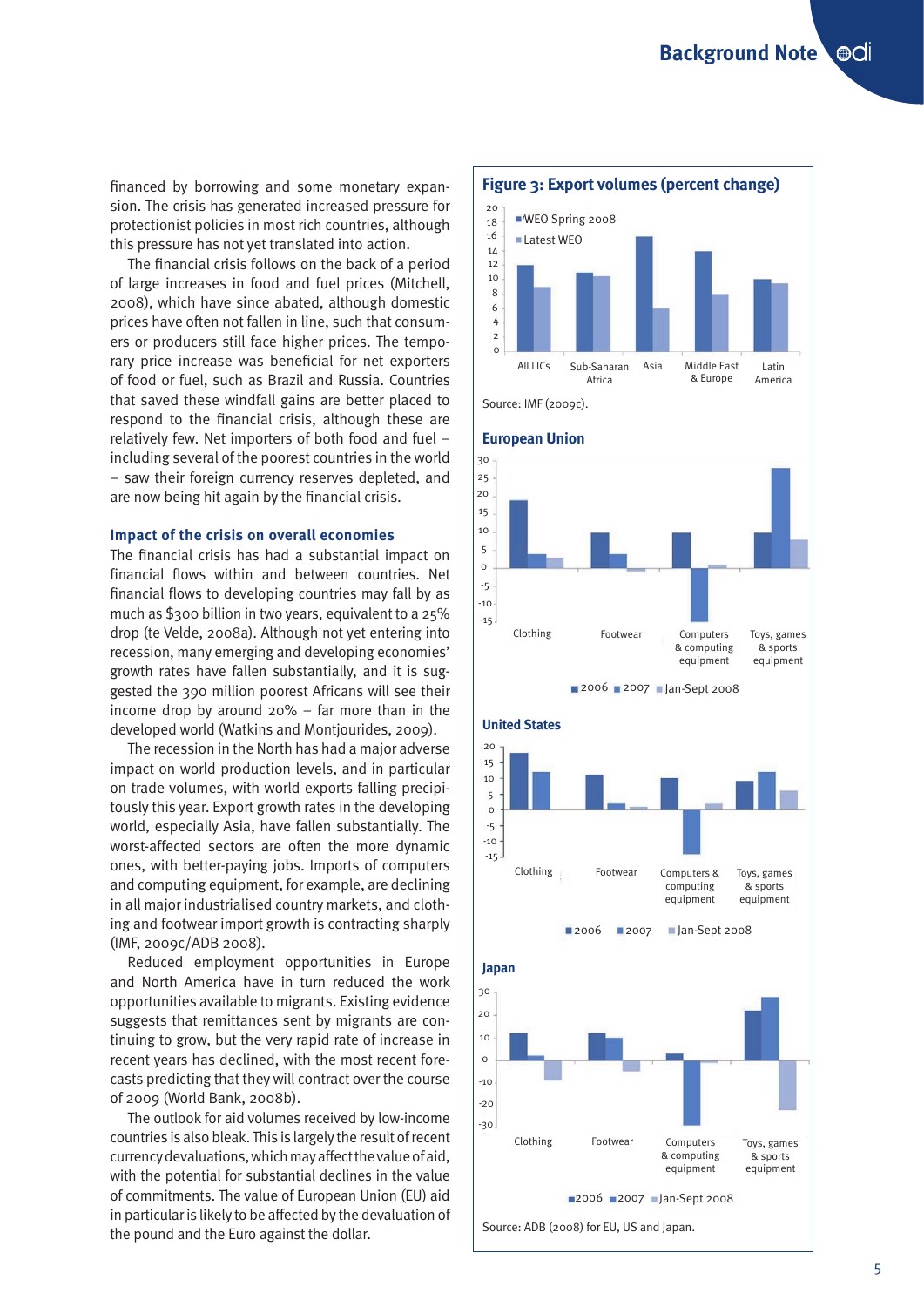financed by borrowing and some monetary expansion. The crisis has generated increased pressure for protectionist policies in most rich countries, although this pressure has not yet translated into action.

The financial crisis follows on the back of a period of large increases in food and fuel prices (Mitchell, 2008), which have since abated, although domestic prices have often not fallen in line, such that consumers or producers still face higher prices. The temporary price increase was beneficial for net exporters of food or fuel, such as Brazil and Russia. Countries that saved these windfall gains are better placed to respond to the financial crisis, although these are relatively few. Net importers of both food and fuel – including several of the poorest countries in the world – saw their foreign currency reserves depleted, and are now being hit again by the financial crisis.

### Impact of the crisis on overall economies

The financial crisis has had a substantial impact on financial flows within and between countries. Net financial flows to developing countries may fall by as much as $300 billion in two years, equivalent to a 25% drop (te Velde, 2008a). Although not yet entering into recession, many emerging and developing economies' growth rates have fallen substantially, and it is suggested the 390 million poorest Africans will see their income drop by around 20% – far more than in the developed world (Watkins and Montjourides, 2009).

The recession in the North has had a major adverse impact on world production levels, and in particular on trade volumes, with world exports falling precipitously this year. Export growth rates in the developing world, especially Asia, have fallen substantially. The worst-affected sectors are often the more dynamic ones, with better-paying jobs. Imports of computers and computing equipment, for example, are declining in all major industrialised country markets, and clothing and footwear import growth is contracting sharply (IMF, 2009c/ADB 2008).

Reduced employment opportunities in Europe and North America have in turn reduced the work opportunities available to migrants. Existing evidence suggests that remittances sent by migrants are continuing to grow, but the very rapid rate of increase in recent years has declined, with the most recent forecasts predicting that they will contract over the course of 2009 (World Bank, 2008b).

The outlook for aid volumes received by low-income countries is also bleak. This is largely the result of recent currency devaluations, which may affect the value of aid, with the potential for substantial declines in the value of commitments. The value of European Union (EU) aid in particular is likely to be affected by the devaluation of the pound and the Euro against the dollar.

**Figure 3: Export volumes (percent change)**

Source: IMF (2009c).

**European Union**

**United States**

**Japan**

Source: ADB (2008) for EU, US and Japan.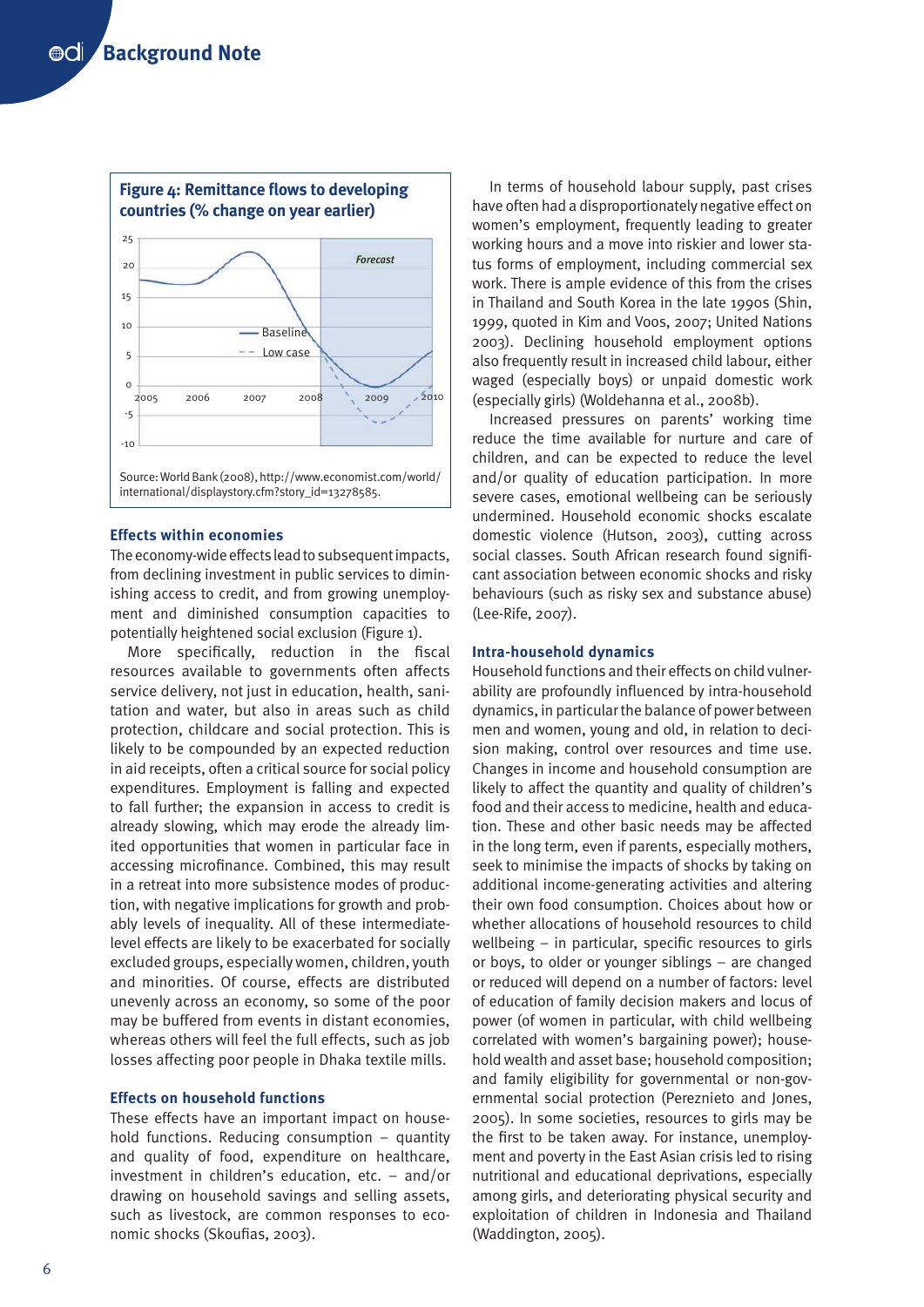**Figure 4: Remittance flows to developing countries (% change on year earlier)**

Source: World Bank (2008), http://www.economist.com/world/international/displaystory.cfm?story_id=13278585.

### Effects within economies

The economy-wide effects lead to subsequent impacts, from declining investment in public services to diminishing access to credit, and from growing unemployment and diminished consumption capacities to potentially heightened social exclusion (Figure 1).

More specifically, reduction in the fiscal resources available to governments often affects service delivery, not just in education, health, sanitation and water, but also in areas such as child protection, childcare and social protection. This is likely to be compounded by an expected reduction in aid receipts, often a critical source for social policy expenditures. Employment is falling and expected to fall further; the expansion in access to credit is already slowing, which may erode the already limited opportunities that women in particular face in accessing microfinance. Combined, this may result in a retreat into more subsistence modes of production, with negative implications for growth and probably levels of inequality. All of these intermediate-level effects are likely to be exacerbated for socially excluded groups, especially women, children, youth and minorities. Of course, effects are distributed unevenly across an economy, so some of the poor may be buffered from events in distant economies, whereas others will feel the full effects, such as job losses affecting poor people in Dhaka textile mills.

### Effects on household functions

These effects have an important impact on household functions. Reducing consumption – quantity and quality of food, expenditure on healthcare, investment in children's education, etc. – and/or drawing on household savings and selling assets, such as livestock, are common responses to economic shocks (Skoufias, 2003).

In terms of household labour supply, past crises have often had a disproportionately negative effect on women's employment, frequently leading to greater working hours and a move into riskier and lower status forms of employment, including commercial sex work. There is ample evidence of this from the crises in Thailand and South Korea in the late 1990s (Shin, 1999, quoted in Kim and Voos, 2007; United Nations 2003). Declining household employment options also frequently result in increased child labour, either waged (especially boys) or unpaid domestic work (especially girls) (Woldehanna et al., 2008b).

Increased pressures on parents' working time reduce the time available for nurture and care of children, and can be expected to reduce the level and/or quality of education participation. In more severe cases, emotional wellbeing can be seriously undermined. Household economic shocks escalate domestic violence (Hutson, 2003), cutting across social classes. South African research found significant association between economic shocks and risky behaviours (such as risky sex and substance abuse) (Lee-Rife, 2007).

### Intra-household dynamics

Household functions and their effects on child vulnerability are profoundly influenced by intra-household dynamics, in particular the balance of power between men and women, young and old, in relation to decision making, control over resources and time use. Changes in income and household consumption are likely to affect the quantity and quality of children's food and their access to medicine, health and education. These and other basic needs may be affected in the long term, even if parents, especially mothers, seek to minimise the impacts of shocks by taking on additional income-generating activities and altering their own food consumption. Choices about how or whether allocations of household resources to child wellbeing – in particular, specific resources to girls or boys, to older or younger siblings – are changed or reduced will depend on a number of factors: level of education of family decision makers and locus of power (of women in particular, with child wellbeing correlated with women's bargaining power); household wealth and asset base; household composition; and family eligibility for governmental or non-governmental social protection (Pereznieto and Jones, 2005). In some societies, resources to girls may be the first to be taken away. For instance, unemployment and poverty in the East Asian crisis led to rising nutritional and educational deprivations, especially among girls, and deteriorating physical security and exploitation of children in Indonesia and Thailand (Waddington, 2005).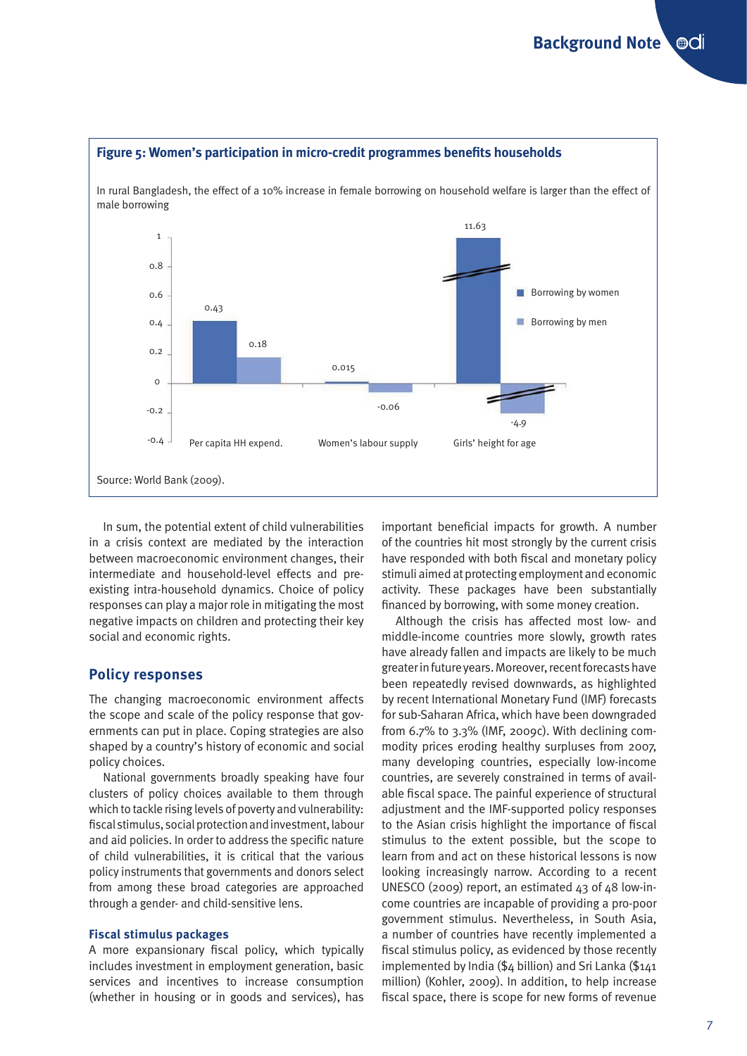**Figure 5: Women's participation in micro-credit programmes benefits households**

In rural Bangladesh, the effect of a 10% increase in female borrowing on household welfare is larger than the effect of male borrowing

| | Borrowing by women | Borrowing by men |
|---|---|---|
| Per capita HH expend. | 0.43 | 0.18 |
| Women's labour supply | 0.015 | -0.06 |
| Girls' height for age | 11.63 | -4.9 |

Source: World Bank (2009).

In sum, the potential extent of child vulnerabilities in a crisis context are mediated by the interaction between macroeconomic environment changes, their intermediate and household-level effects and pre-existing intra-household dynamics. Choice of policy responses can play a major role in mitigating the most negative impacts on children and protecting their key social and economic rights.

## Policy responses

The changing macroeconomic environment affects the scope and scale of the policy response that governments can put in place. Coping strategies are also shaped by a country's history of economic and social policy choices.

National governments broadly speaking have four clusters of policy choices available to them through which to tackle rising levels of poverty and vulnerability: fiscal stimulus, social protection and investment, labour and aid policies. In order to address the specific nature of child vulnerabilities, it is critical that the various policy instruments that governments and donors select from among these broad categories are approached through a gender- and child-sensitive lens.

### Fiscal stimulus packages

A more expansionary fiscal policy, which typically includes investment in employment generation, basic services and incentives to increase consumption (whether in housing or in goods and services), has important beneficial impacts for growth. A number of the countries hit most strongly by the current crisis have responded with both fiscal and monetary policy stimuli aimed at protecting employment and economic activity. These packages have been substantially financed by borrowing, with some money creation.

Although the crisis has affected most low- and middle-income countries more slowly, growth rates have already fallen and impacts are likely to be much greater in future years. Moreover, recent forecasts have been repeatedly revised downwards, as highlighted by recent International Monetary Fund (IMF) forecasts for sub-Saharan Africa, which have been downgraded from 6.7% to 3.3% (IMF, 2009c). With declining commodity prices eroding healthy surpluses from 2007, many developing countries, especially low-income countries, are severely constrained in terms of available fiscal space. The painful experience of structural adjustment and the IMF-supported policy responses to the Asian crisis highlight the importance of fiscal stimulus to the extent possible, but the scope to learn from and act on these historical lessons is now looking increasingly narrow. According to a recent UNESCO (2009) report, an estimated 43 of 48 low-income countries are incapable of providing a pro-poor government stimulus. Nevertheless, in South Asia, a number of countries have recently implemented a fiscal stimulus policy, as evidenced by those recently implemented by India ($4 billion) and Sri Lanka ($141 million) (Kohler, 2009). In addition, to help increase fiscal space, there is scope for new forms of revenue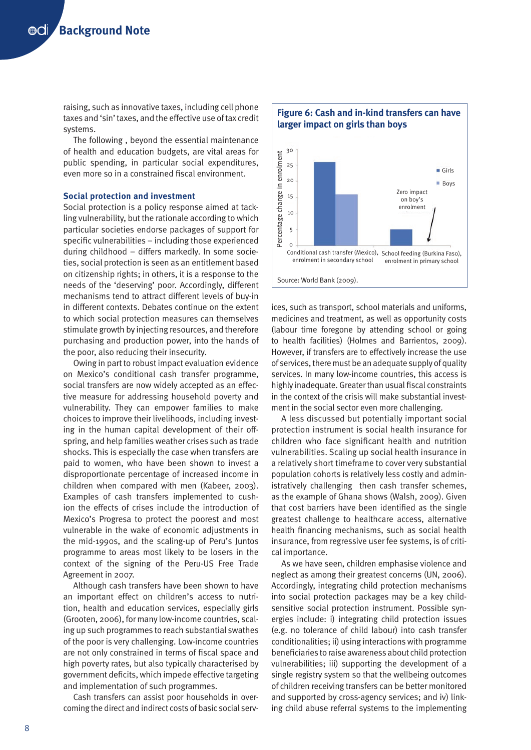raising, such as innovative taxes, including cell phone taxes and 'sin' taxes, and the effective use of tax credit systems.

The following , beyond the essential maintenance of health and education budgets, are vital areas for public spending, in particular social expenditures, even more so in a constrained fiscal environment.

### Social protection and investment

Social protection is a policy response aimed at tackling vulnerability, but the rationale according to which particular societies endorse packages of support for specific vulnerabilities – including those experienced during childhood – differs markedly. In some societies, social protection is seen as an entitlement based on citizenship rights; in others, it is a response to the needs of the 'deserving' poor. Accordingly, different mechanisms tend to attract different levels of buy-in in different contexts. Debates continue on the extent to which social protection measures can themselves stimulate growth by injecting resources, and therefore purchasing and production power, into the hands of the poor, also reducing their insecurity.

Owing in part to robust impact evaluation evidence on Mexico's conditional cash transfer programme, social transfers are now widely accepted as an effective measure for addressing household poverty and vulnerability. They can empower families to make choices to improve their livelihoods, including investing in the human capital development of their offspring, and help families weather crises such as trade shocks. This is especially the case when transfers are paid to women, who have been shown to invest a disproportionate percentage of increased income in children when compared with men (Kabeer, 2003). Examples of cash transfers implemented to cushion the effects of crises include the introduction of Mexico's Progresa to protect the poorest and most vulnerable in the wake of economic adjustments in the mid-1990s, and the scaling-up of Peru's Juntos programme to areas most likely to be losers in the context of the signing of the Peru-US Free Trade Agreement in 2007.

Although cash transfers have been shown to have an important effect on children's access to nutrition, health and education services, especially girls (Grooten, 2006), for many low-income countries, scaling up such programmes to reach substantial swathes of the poor is very challenging. Low-income countries are not only constrained in terms of fiscal space and high poverty rates, but also typically characterised by government deficits, which impede effective targeting and implementation of such programmes.

Cash transfers can assist poor households in overcoming the direct and indirect costs of basic social services, such as transport, school materials and uniforms, medicines and treatment, as well as opportunity costs (labour time foregone by attending school or going to health facilities) (Holmes and Barrientos, 2009). However, if transfers are to effectively increase the use of services, there must be an adequate supply of quality services. In many low-income countries, this access is highly inadequate. Greater than usual fiscal constraints in the context of the crisis will make substantial investment in the social sector even more challenging.

**Figure 6: Cash and in-kind transfers can have larger impact on girls than boys**

| | Girls | Boys |
|---|---|---|
| Conditional cash transfer (Mexico), enrolment in secondary school | ~26 | ~16 |
| School feeding (Burkina Faso), enrolment in primary school | ~5 | 0 (Zero impact on boy's enrolment) |

Y-axis: Percentage change in enrolment

Source: World Bank (2009).

A less discussed but potentially important social protection instrument is social health insurance for children who face significant health and nutrition vulnerabilities. Scaling up social health insurance in a relatively short timeframe to cover very substantial population cohorts is relatively less costly and administratively challenging then cash transfer schemes, as the example of Ghana shows (Walsh, 2009). Given that cost barriers have been identified as the single greatest challenge to healthcare access, alternative health financing mechanisms, such as social health insurance, from regressive user fee systems, is of critical importance.

As we have seen, children emphasise violence and neglect as among their greatest concerns (UN, 2006). Accordingly, integrating child protection mechanisms into social protection packages may be a key child-sensitive social protection instrument. Possible synergies include: i) integrating child protection issues (e.g. no tolerance of child labour) into cash transfer conditionalities; ii) using interactions with programme beneficiaries to raise awareness about child protection vulnerabilities; iii) supporting the development of a single registry system so that the wellbeing outcomes of children receiving transfers can be better monitored and supported by cross-agency services; and iv) linking child abuse referral systems to the implementing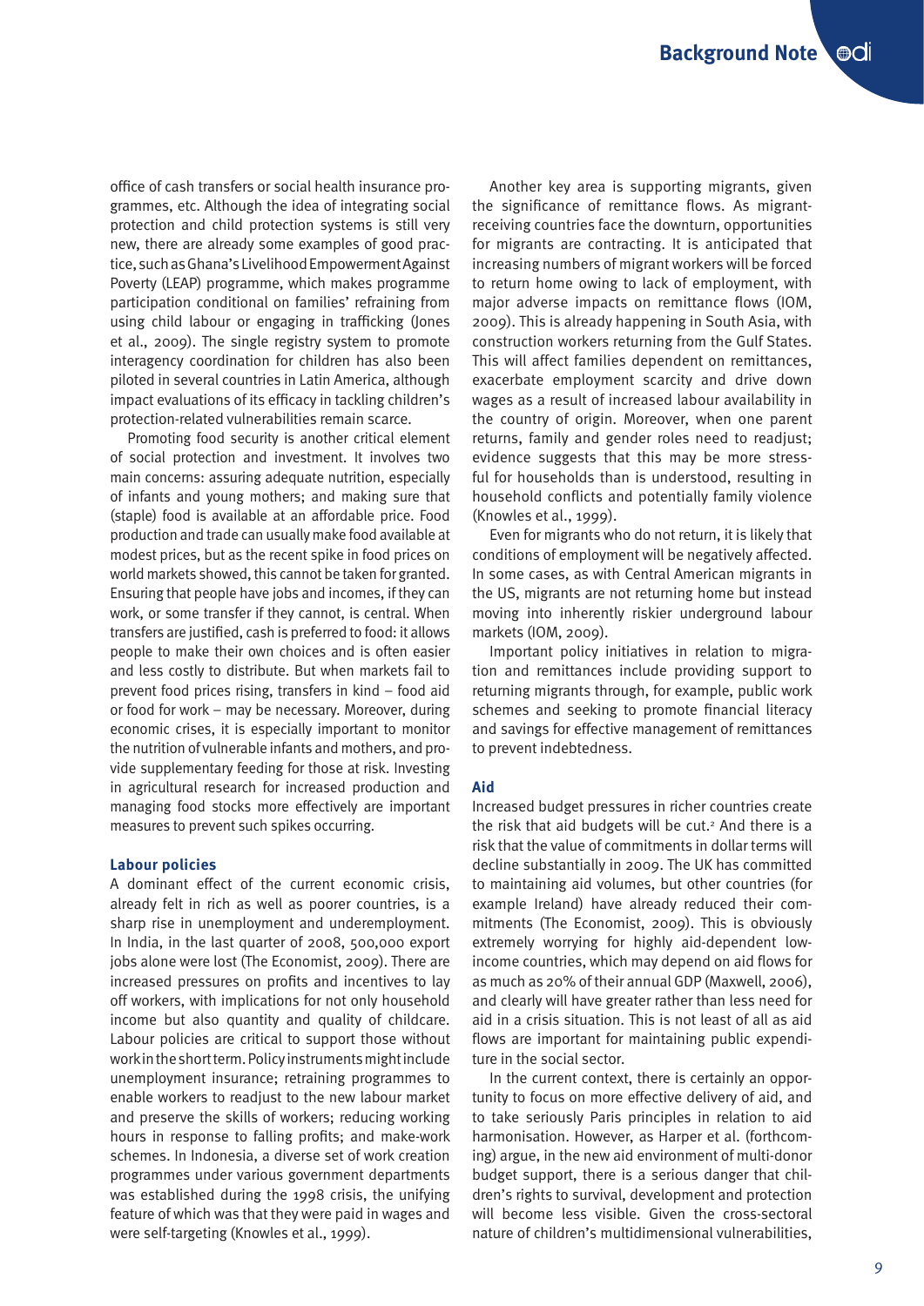office of cash transfers or social health insurance programmes, etc. Although the idea of integrating social protection and child protection systems is still very new, there are already some examples of good practice, such as Ghana's Livelihood Empowerment Against Poverty (LEAP) programme, which makes programme participation conditional on families' refraining from using child labour or engaging in trafficking (Jones et al., 2009). The single registry system to promote interagency coordination for children has also been piloted in several countries in Latin America, although impact evaluations of its efficacy in tackling children's protection-related vulnerabilities remain scarce.

Promoting food security is another critical element of social protection and investment. It involves two main concerns: assuring adequate nutrition, especially of infants and young mothers; and making sure that (staple) food is available at an affordable price. Food production and trade can usually make food available at modest prices, but as the recent spike in food prices on world markets showed, this cannot be taken for granted. Ensuring that people have jobs and incomes, if they can work, or some transfer if they cannot, is central. When transfers are justified, cash is preferred to food: it allows people to make their own choices and is often easier and less costly to distribute. But when markets fail to prevent food prices rising, transfers in kind – food aid or food for work – may be necessary. Moreover, during economic crises, it is especially important to monitor the nutrition of vulnerable infants and mothers, and provide supplementary feeding for those at risk. Investing in agricultural research for increased production and managing food stocks more effectively are important measures to prevent such spikes occurring.

### Labour policies

A dominant effect of the current economic crisis, already felt in rich as well as poorer countries, is a sharp rise in unemployment and underemployment. In India, in the last quarter of 2008, 500,000 export jobs alone were lost (The Economist, 2009). There are increased pressures on profits and incentives to lay off workers, with implications for not only household income but also quantity and quality of childcare. Labour policies are critical to support those without work in the short term. Policy instruments might include unemployment insurance; retraining programmes to enable workers to readjust to the new labour market and preserve the skills of workers; reducing working hours in response to falling profits; and make-work schemes. In Indonesia, a diverse set of work creation programmes under various government departments was established during the 1998 crisis, the unifying feature of which was that they were paid in wages and were self-targeting (Knowles et al., 1999).

Another key area is supporting migrants, given the significance of remittance flows. As migrant-receiving countries face the downturn, opportunities for migrants are contracting. It is anticipated that increasing numbers of migrant workers will be forced to return home owing to lack of employment, with major adverse impacts on remittance flows (IOM, 2009). This is already happening in South Asia, with construction workers returning from the Gulf States. This will affect families dependent on remittances, exacerbate employment scarcity and drive down wages as a result of increased labour availability in the country of origin. Moreover, when one parent returns, family and gender roles need to readjust; evidence suggests that this may be more stressful for households than is understood, resulting in household conflicts and potentially family violence (Knowles et al., 1999).

Even for migrants who do not return, it is likely that conditions of employment will be negatively affected. In some cases, as with Central American migrants in the US, migrants are not returning home but instead moving into inherently riskier underground labour markets (IOM, 2009).

Important policy initiatives in relation to migration and remittances include providing support to returning migrants through, for example, public work schemes and seeking to promote financial literacy and savings for effective management of remittances to prevent indebtedness.

### Aid

Increased budget pressures in richer countries create the risk that aid budgets will be cut.[2] And there is a risk that the value of commitments in dollar terms will decline substantially in 2009. The UK has committed to maintaining aid volumes, but other countries (for example Ireland) have already reduced their commitments (The Economist, 2009). This is obviously extremely worrying for highly aid-dependent low-income countries, which may depend on aid flows for as much as 20% of their annual GDP (Maxwell, 2006), and clearly will have greater rather than less need for aid in a crisis situation. This is not least of all as aid flows are important for maintaining public expenditure in the social sector.

In the current context, there is certainly an opportunity to focus on more effective delivery of aid, and to take seriously Paris principles in relation to aid harmonisation. However, as Harper et al. (forthcoming) argue, in the new aid environment of multi-donor budget support, there is a serious danger that children's rights to survival, development and protection will become less visible. Given the cross-sectoral nature of children's multidimensional vulnerabilities,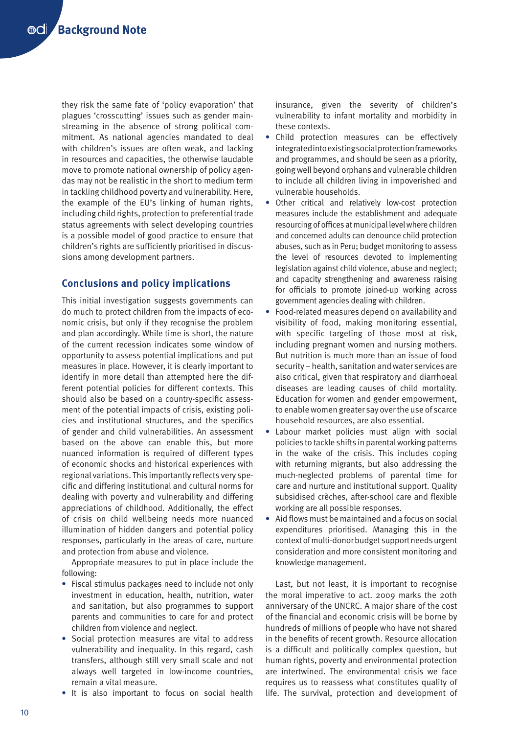they risk the same fate of 'policy evaporation' that plagues 'crosscutting' issues such as gender mainstreaming in the absence of strong political commitment. As national agencies mandated to deal with children's issues are often weak, and lacking in resources and capacities, the otherwise laudable move to promote national ownership of policy agendas may not be realistic in the short to medium term in tackling childhood poverty and vulnerability. Here, the example of the EU's linking of human rights, including child rights, protection to preferential trade status agreements with select developing countries is a possible model of good practice to ensure that children's rights are sufficiently prioritised in discussions among development partners.

## Conclusions and policy implications

This initial investigation suggests governments can do much to protect children from the impacts of economic crisis, but only if they recognise the problem and plan accordingly. While time is short, the nature of the current recession indicates some window of opportunity to assess potential implications and put measures in place. However, it is clearly important to identify in more detail than attempted here the different potential policies for different contexts. This should also be based on a country-specific assessment of the potential impacts of crisis, existing policies and institutional structures, and the specifics of gender and child vulnerabilities. An assessment based on the above can enable this, but more nuanced information is required of different types of economic shocks and historical experiences with regional variations. This importantly reflects very specific and differing institutional and cultural norms for dealing with poverty and vulnerability and differing appreciations of childhood. Additionally, the effect of crisis on child wellbeing needs more nuanced illumination of hidden dangers and potential policy responses, particularly in the areas of care, nurture and protection from abuse and violence.

Appropriate measures to put in place include the following:

- Fiscal stimulus packages need to include not only investment in education, health, nutrition, water and sanitation, but also programmes to support parents and communities to care for and protect children from violence and neglect.
- Social protection measures are vital to address vulnerability and inequality. In this regard, cash transfers, although still very small scale and not always well targeted in low-income countries, remain a vital measure.
- It is also important to focus on social health insurance, given the severity of children's vulnerability to infant mortality and morbidity in these contexts.
- Child protection measures can be effectively integrated into existing social protection frameworks and programmes, and should be seen as a priority, going well beyond orphans and vulnerable children to include all children living in impoverished and vulnerable households.
- Other critical and relatively low-cost protection measures include the establishment and adequate resourcing of offices at municipal level where children and concerned adults can denounce child protection abuses, such as in Peru; budget monitoring to assess the level of resources devoted to implementing legislation against child violence, abuse and neglect; and capacity strengthening and awareness raising for officials to promote joined-up working across government agencies dealing with children.
- Food-related measures depend on availability and visibility of food, making monitoring essential, with specific targeting of those most at risk, including pregnant women and nursing mothers. But nutrition is much more than an issue of food security – health, sanitation and water services are also critical, given that respiratory and diarrhoeal diseases are leading causes of child mortality. Education for women and gender empowerment, to enable women greater say over the use of scarce household resources, are also essential.
- Labour market policies must align with social policies to tackle shifts in parental working patterns in the wake of the crisis. This includes coping with returning migrants, but also addressing the much-neglected problems of parental time for care and nurture and institutional support. Quality subsidised crèches, after-school care and flexible working are all possible responses.
- Aid flows must be maintained and a focus on social expenditures prioritised. Managing this in the context of multi-donor budget support needs urgent consideration and more consistent monitoring and knowledge management.

Last, but not least, it is important to recognise the moral imperative to act. 2009 marks the 20th anniversary of the UNCRC. A major share of the cost of the financial and economic crisis will be borne by hundreds of millions of people who have not shared in the benefits of recent growth. Resource allocation is a difficult and politically complex question, but human rights, poverty and environmental protection are intertwined. The environmental crisis we face requires us to reassess what constitutes quality of life. The survival, protection and development of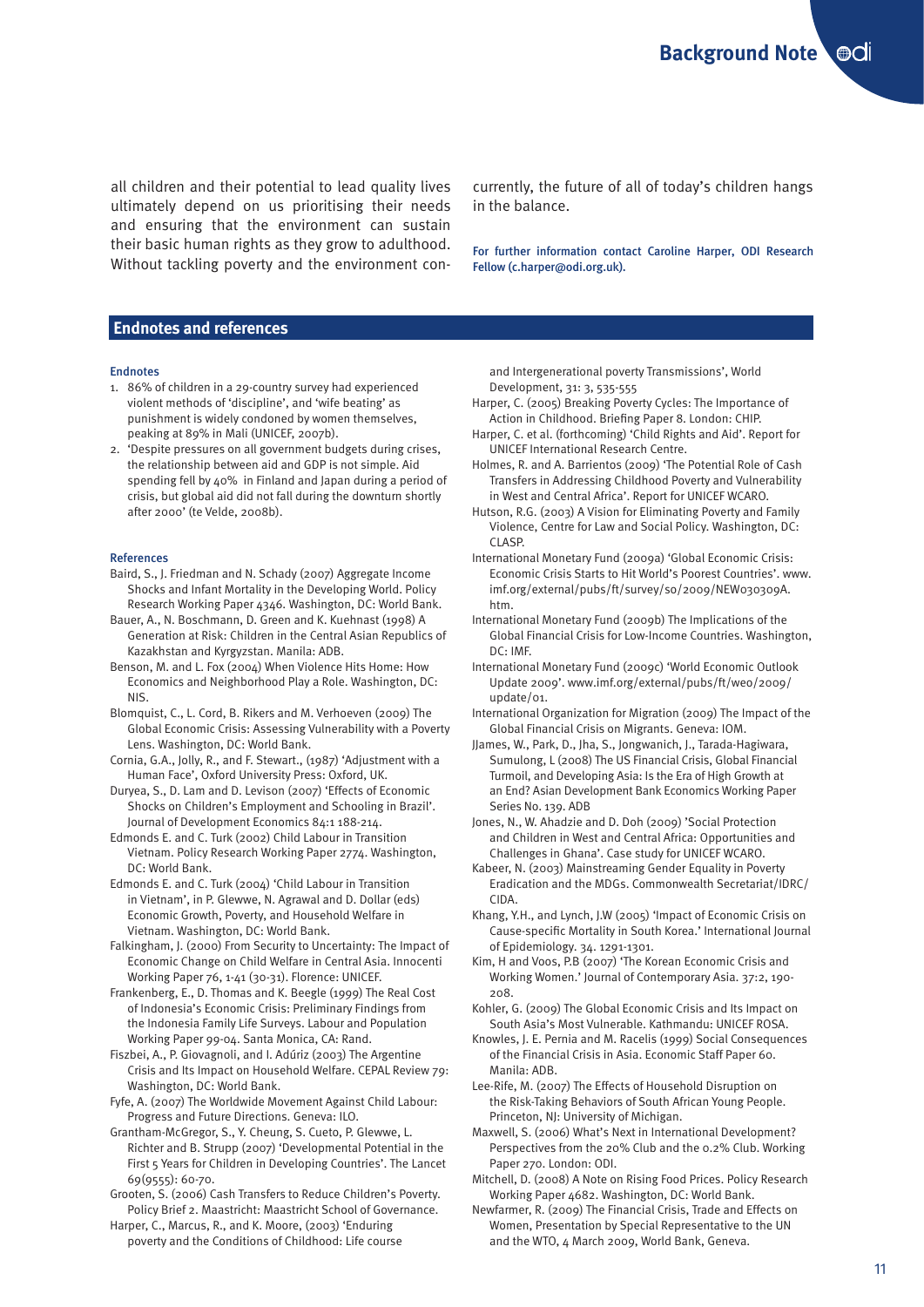all children and their potential to lead quality lives ultimately depend on us prioritising their needs and ensuring that the environment can sustain their basic human rights as they grow to adulthood. Without tackling poverty and the environment concurrently, the future of all of today's children hangs in the balance.

For further information contact Caroline Harper, ODI Research Fellow (c.harper@odi.org.uk).

## Endnotes and references

### Endnotes

1. 86% of children in a 29-country survey had experienced violent methods of 'discipline', and 'wife beating' as punishment is widely condoned by women themselves, peaking at 89% in Mali (UNICEF, 2007b).
2. 'Despite pressures on all government budgets during crises, the relationship between aid and GDP is not simple. Aid spending fell by 40% in Finland and Japan during a period of crisis, but global aid did not fall during the downturn shortly after 2000' (te Velde, 2008b).

### References

Baird, S., J. Friedman and N. Schady (2007) Aggregate Income Shocks and Infant Mortality in the Developing World. Policy Research Working Paper 4346. Washington, DC: World Bank.

Bauer, A., N. Boschmann, D. Green and K. Kuehnast (1998) A Generation at Risk: Children in the Central Asian Republics of Kazakhstan and Kyrgyzstan. Manila: ADB.

Benson, M. and L. Fox (2004) When Violence Hits Home: How Economics and Neighborhood Play a Role. Washington, DC: NIS.

Blomquist, C., L. Cord, B. Rikers and M. Verhoeven (2009) The Global Economic Crisis: Assessing Vulnerability with a Poverty Lens. Washington, DC: World Bank.

Cornia, G.A., Jolly, R., and F. Stewart., (1987) 'Adjustment with a Human Face', Oxford University Press: Oxford, UK.

Duryea, S., D. Lam and D. Levison (2007) 'Effects of Economic Shocks on Children's Employment and Schooling in Brazil'. Journal of Development Economics 84:1 188-214.

Edmonds E. and C. Turk (2002) Child Labour in Transition Vietnam. Policy Research Working Paper 2774. Washington, DC: World Bank.

Edmonds E. and C. Turk (2004) 'Child Labour in Transition in Vietnam', in P. Glewwe, N. Agrawal and D. Dollar (eds) Economic Growth, Poverty, and Household Welfare in Vietnam. Washington, DC: World Bank.

Falkingham, J. (2000) From Security to Uncertainty: The Impact of Economic Change on Child Welfare in Central Asia. Innocenti Working Paper 76, 1-41 (30-31). Florence: UNICEF.

Frankenberg, E., D. Thomas and K. Beegle (1999) The Real Cost of Indonesia's Economic Crisis: Preliminary Findings from the Indonesia Family Life Surveys. Labour and Population Working Paper 99-04. Santa Monica, CA: Rand.

Fiszbei, A., P. Giovagnoli, and I. Adúriz (2003) The Argentine Crisis and Its Impact on Household Welfare. CEPAL Review 79: Washington, DC: World Bank.

Fyfe, A. (2007) The Worldwide Movement Against Child Labour: Progress and Future Directions. Geneva: ILO.

Grantham-McGregor, S., Y. Cheung, S. Cueto, P. Glewwe, L. Richter and B. Strupp (2007) 'Developmental Potential in the First 5 Years for Children in Developing Countries'. The Lancet 69(9555): 60-70.

Grooten, S. (2006) Cash Transfers to Reduce Children's Poverty. Policy Brief 2. Maastricht: Maastricht School of Governance.

Harper, C., Marcus, R., and K. Moore, (2003) 'Enduring poverty and the Conditions of Childhood: Life course and Intergenerational poverty Transmissions', World Development, 31: 3, 535-555

Harper, C. (2005) Breaking Poverty Cycles: The Importance of Action in Childhood. Briefing Paper 8. London: CHIP.

Harper, C. et al. (forthcoming) 'Child Rights and Aid'. Report for UNICEF International Research Centre.

Holmes, R. and A. Barrientos (2009) 'The Potential Role of Cash Transfers in Addressing Childhood Poverty and Vulnerability in West and Central Africa'. Report for UNICEF WCARO.

Hutson, R.G. (2003) A Vision for Eliminating Poverty and Family Violence, Centre for Law and Social Policy. Washington, DC: CLASP.

International Monetary Fund (2009a) 'Global Economic Crisis: Economic Crisis Starts to Hit World's Poorest Countries'. www.imf.org/external/pubs/ft/survey/so/2009/NEW030309A.htm.

International Monetary Fund (2009b) The Implications of the Global Financial Crisis for Low-Income Countries. Washington, DC: IMF.

International Monetary Fund (2009c) 'World Economic Outlook Update 2009'. www.imf.org/external/pubs/ft/weo/2009/update/01.

International Organization for Migration (2009) The Impact of the Global Financial Crisis on Migrants. Geneva: IOM.

JJames, W., Park, D., Jha, S., Jongwanich, J., Tarada-Hagiwara, Sumulong, L (2008) The US Financial Crisis, Global Financial Turmoil, and Developing Asia: Is the Era of High Growth at an End? Asian Development Bank Economics Working Paper Series No. 139. ADB

Jones, N., W. Ahadzie and D. Doh (2009) 'Social Protection and Children in West and Central Africa: Opportunities and Challenges in Ghana'. Case study for UNICEF WCARO.

Kabeer, N. (2003) Mainstreaming Gender Equality in Poverty Eradication and the MDGs. Commonwealth Secretariat/IDRC/CIDA.

Khang, Y.H., and Lynch, J.W (2005) 'Impact of Economic Crisis on Cause-specific Mortality in South Korea.' International Journal of Epidemiology. 34. 1291-1301.

Kim, H and Voos, P.B (2007) 'The Korean Economic Crisis and Working Women.' Journal of Contemporary Asia. 37:2, 190-208.

Kohler, G. (2009) The Global Economic Crisis and Its Impact on South Asia's Most Vulnerable. Kathmandu: UNICEF ROSA.

Knowles, J. E. Pernia and M. Racelis (1999) Social Consequences of the Financial Crisis in Asia. Economic Staff Paper 60. Manila: ADB.

Lee-Rife, M. (2007) The Effects of Household Disruption on the Risk-Taking Behaviors of South African Young People. Princeton, NJ: University of Michigan.

Maxwell, S. (2006) What's Next in International Development? Perspectives from the 20% Club and the 0.2% Club. Working Paper 270. London: ODI.

Mitchell, D. (2008) A Note on Rising Food Prices. Policy Research Working Paper 4682. Washington, DC: World Bank.

Newfarmer, R. (2009) The Financial Crisis, Trade and Effects on Women, Presentation by Special Representative to the UN and the WTO, 4 March 2009, World Bank, Geneva.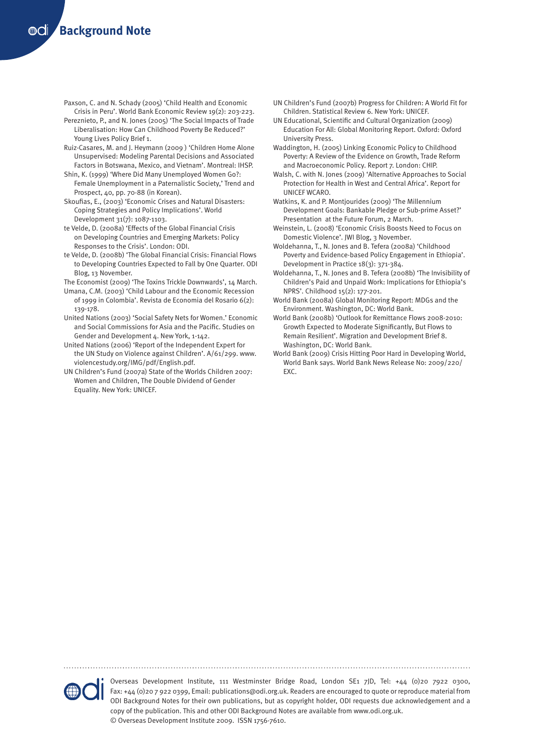Paxson, C. and N. Schady (2005) 'Child Health and Economic Crisis in Peru'. World Bank Economic Review 19(2): 203-223.

Pereznieto, P., and N. Jones (2005) 'The Social Impacts of Trade Liberalisation: How Can Childhood Poverty Be Reduced?' Young Lives Policy Brief 1.

Ruiz-Casares, M. and J. Heymann (2009 ) 'Children Home Alone Unsupervised: Modeling Parental Decisions and Associated Factors in Botswana, Mexico, and Vietnam'. Montreal: IHSP.

Shin, K. (1999) 'Where Did Many Unemployed Women Go?: Female Unemployment in a Paternalistic Society,' Trend and Prospect, 40, pp. 70-88 (in Korean).

Skoufias, E., (2003) 'Economic Crises and Natural Disasters: Coping Strategies and Policy Implications'. World Development 31(7): 1087-1103.

te Velde, D. (2008a) 'Effects of the Global Financial Crisis on Developing Countries and Emerging Markets: Policy Responses to the Crisis'. London: ODI.

te Velde, D. (2008b) 'The Global Financial Crisis: Financial Flows to Developing Countries Expected to Fall by One Quarter. ODI Blog, 13 November.

The Economist (2009) 'The Toxins Trickle Downwards', 14 March.

Umana, C.M. (2003) 'Child Labour and the Economic Recession of 1999 in Colombia'. Revista de Economia del Rosario 6(2): 139-178.

United Nations (2003) 'Social Safety Nets for Women.' Economic and Social Commissions for Asia and the Pacific. Studies on Gender and Development 4. New York, 1-142.

United Nations (2006) 'Report of the Independent Expert for the UN Study on Violence against Children'. A/61/299. www.violencestudy.org/IMG/pdf/English.pdf.

UN Children's Fund (2007a) State of the Worlds Children 2007: Women and Children, The Double Dividend of Gender Equality. New York: UNICEF.

UN Children's Fund (2007b) Progress for Children: A World Fit for Children. Statistical Review 6. New York: UNICEF.

UN Educational, Scientific and Cultural Organization (2009) Education For All: Global Monitoring Report. Oxford: Oxford University Press.

Waddington, H. (2005) Linking Economic Policy to Childhood Poverty: A Review of the Evidence on Growth, Trade Reform and Macroeconomic Policy. Report 7. London: CHIP.

Walsh, C. with N. Jones (2009) 'Alternative Approaches to Social Protection for Health in West and Central Africa'. Report for UNICEF WCARO.

Watkins, K. and P. Montjourides (2009) 'The Millennium Development Goals: Bankable Pledge or Sub-prime Asset?' Presentation at the Future Forum, 2 March.

Weinstein, L. (2008) 'Economic Crisis Boosts Need to Focus on Domestic Violence'. JWI Blog, 3 November.

Woldehanna, T., N. Jones and B. Tefera (2008a) 'Childhood Poverty and Evidence-based Policy Engagement in Ethiopia'. Development in Practice 18(3): 371-384.

Woldehanna, T., N. Jones and B. Tefera (2008b) 'The Invisibility of Children's Paid and Unpaid Work: Implications for Ethiopia's NPRS'. Childhood 15(2): 177-201.

World Bank (2008a) Global Monitoring Report: MDGs and the Environment. Washington, DC: World Bank.

World Bank (2008b) 'Outlook for Remittance Flows 2008-2010: Growth Expected to Moderate Significantly, But Flows to Remain Resilient'. Migration and Development Brief 8. Washington, DC: World Bank.

World Bank (2009) Crisis Hitting Poor Hard in Developing World, World Bank says. World Bank News Release No: 2009/220/EXC.

Overseas Development Institute, 111 Westminster Bridge Road, London SE1 7JD, Tel: +44 (0)20 7922 0300, Fax: +44 (0)20 7 922 0399, Email: publications@odi.org.uk. Readers are encouraged to quote or reproduce material from ODI Background Notes for their own publications, but as copyright holder, ODI requests due acknowledgement and a copy of the publication. This and other ODI Background Notes are available from www.odi.org.uk.

© Overseas Development Institute 2009. ISSN 1756-7610.